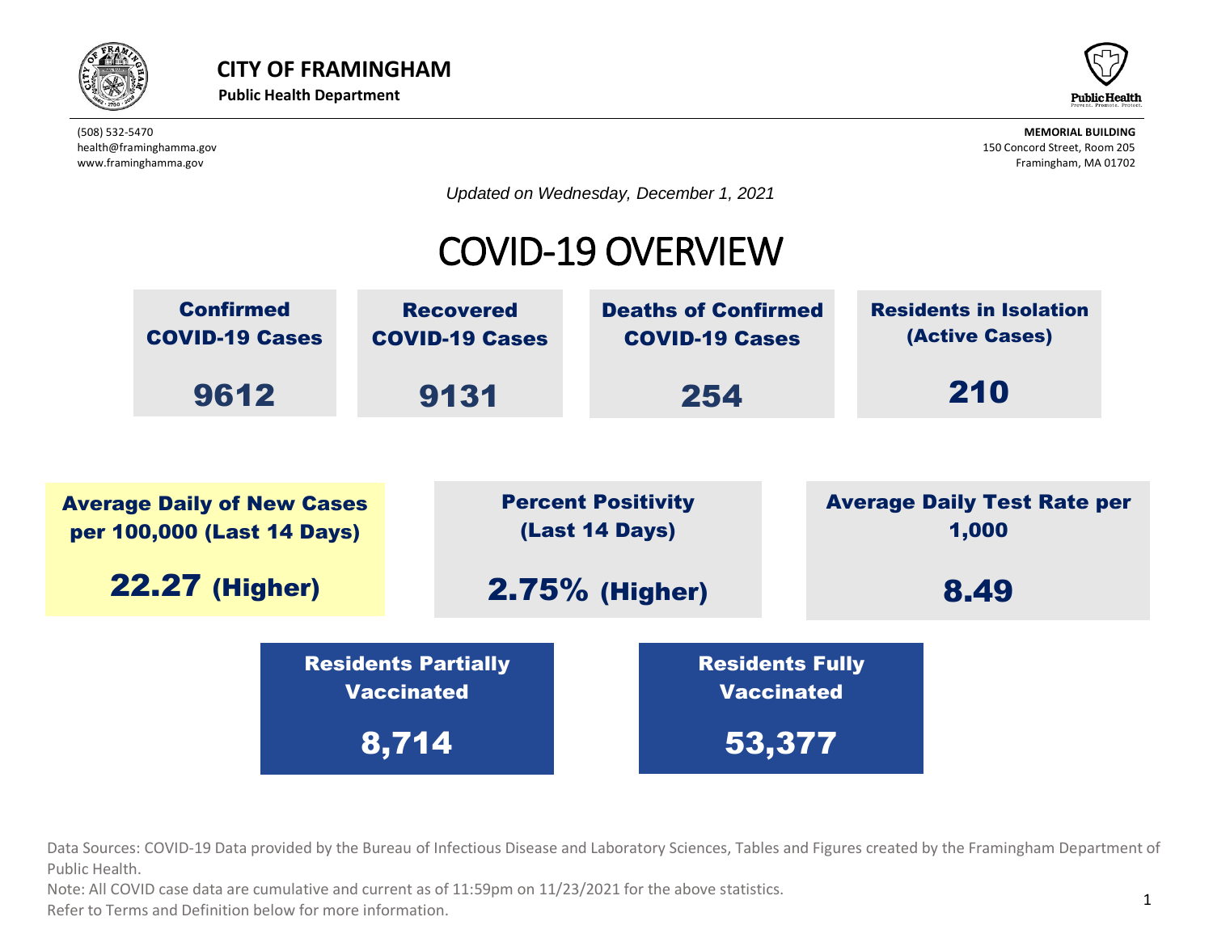**CITY OF FRAMINGHAM**
**Public Health Department**

(508) 532-5470
health@framinghamma.gov
www.framinghamma.gov

**MEMORIAL BUILDING**
150 Concord Street, Room 205
Framingham, MA 01702

*Updated on Wednesday, December 1, 2021*

# COVID-19 OVERVIEW

| Confirmed COVID-19 Cases | Recovered COVID-19 Cases | Deaths of Confirmed COVID-19 Cases | Residents in Isolation (Active Cases) |
|---|---|---|---|
| 9612 | 9131 | 254 | 210 |

| Average Daily of New Cases per 100,000 (Last 14 Days) | Percent Positivity (Last 14 Days) | Average Daily Test Rate per 1,000 |
|---|---|---|
| 22.27 (Higher) | 2.75% (Higher) | 8.49 |

| Residents Partially Vaccinated | Residents Fully Vaccinated |
|---|---|
| 8,714 | 53,377 |

Data Sources: COVID-19 Data provided by the Bureau of Infectious Disease and Laboratory Sciences, Tables and Figures created by the Framingham Department of Public Health.

Note: All COVID case data are cumulative and current as of 11:59pm on 11/23/2021 for the above statistics.

Refer to Terms and Definition below for more information.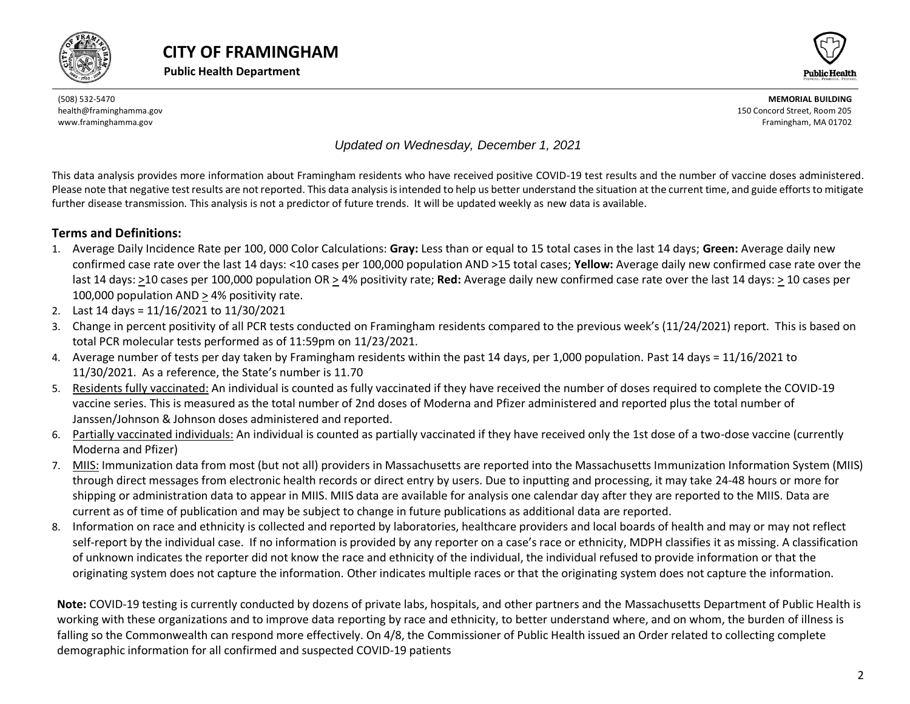# CITY OF FRAMINGHAM

**Public Health Department**

(508) 532-5470
health@framinghamma.gov
www.framinghamma.gov

**MEMORIAL BUILDING**
150 Concord Street, Room 205
Framingham, MA 01702

*Updated on Wednesday, December 1, 2021*

This data analysis provides more information about Framingham residents who have received positive COVID-19 test results and the number of vaccine doses administered. Please note that negative test results are not reported. This data analysis is intended to help us better understand the situation at the current time, and guide efforts to mitigate further disease transmission. This analysis is not a predictor of future trends. It will be updated weekly as new data is available.

## Terms and Definitions:

1. Average Daily Incidence Rate per 100, 000 Color Calculations: **Gray:** Less than or equal to 15 total cases in the last 14 days; **Green:** Average daily new confirmed case rate over the last 14 days: <10 cases per 100,000 population AND >15 total cases; **Yellow:** Average daily new confirmed case rate over the last 14 days: ≥10 cases per 100,000 population OR ≥ 4% positivity rate; **Red:** Average daily new confirmed case rate over the last 14 days: ≥ 10 cases per 100,000 population AND ≥ 4% positivity rate.
2. Last 14 days = 11/16/2021 to 11/30/2021
3. Change in percent positivity of all PCR tests conducted on Framingham residents compared to the previous week's (11/24/2021) report. This is based on total PCR molecular tests performed as of 11:59pm on 11/23/2021.
4. Average number of tests per day taken by Framingham residents within the past 14 days, per 1,000 population. Past 14 days = 11/16/2021 to 11/30/2021. As a reference, the State's number is 11.70
5. Residents fully vaccinated: An individual is counted as fully vaccinated if they have received the number of doses required to complete the COVID-19 vaccine series. This is measured as the total number of 2nd doses of Moderna and Pfizer administered and reported plus the total number of Janssen/Johnson & Johnson doses administered and reported.
6. Partially vaccinated individuals: An individual is counted as partially vaccinated if they have received only the 1st dose of a two-dose vaccine (currently Moderna and Pfizer)
7. MIIS: Immunization data from most (but not all) providers in Massachusetts are reported into the Massachusetts Immunization Information System (MIIS) through direct messages from electronic health records or direct entry by users. Due to inputting and processing, it may take 24-48 hours or more for shipping or administration data to appear in MIIS. MIIS data are available for analysis one calendar day after they are reported to the MIIS. Data are current as of time of publication and may be subject to change in future publications as additional data are reported.
8. Information on race and ethnicity is collected and reported by laboratories, healthcare providers and local boards of health and may or may not reflect self-report by the individual case. If no information is provided by any reporter on a case's race or ethnicity, MDPH classifies it as missing. A classification of unknown indicates the reporter did not know the race and ethnicity of the individual, the individual refused to provide information or that the originating system does not capture the information. Other indicates multiple races or that the originating system does not capture the information.

**Note:** COVID-19 testing is currently conducted by dozens of private labs, hospitals, and other partners and the Massachusetts Department of Public Health is working with these organizations and to improve data reporting by race and ethnicity, to better understand where, and on whom, the burden of illness is falling so the Commonwealth can respond more effectively. On 4/8, the Commissioner of Public Health issued an Order related to collecting complete demographic information for all confirmed and suspected COVID-19 patients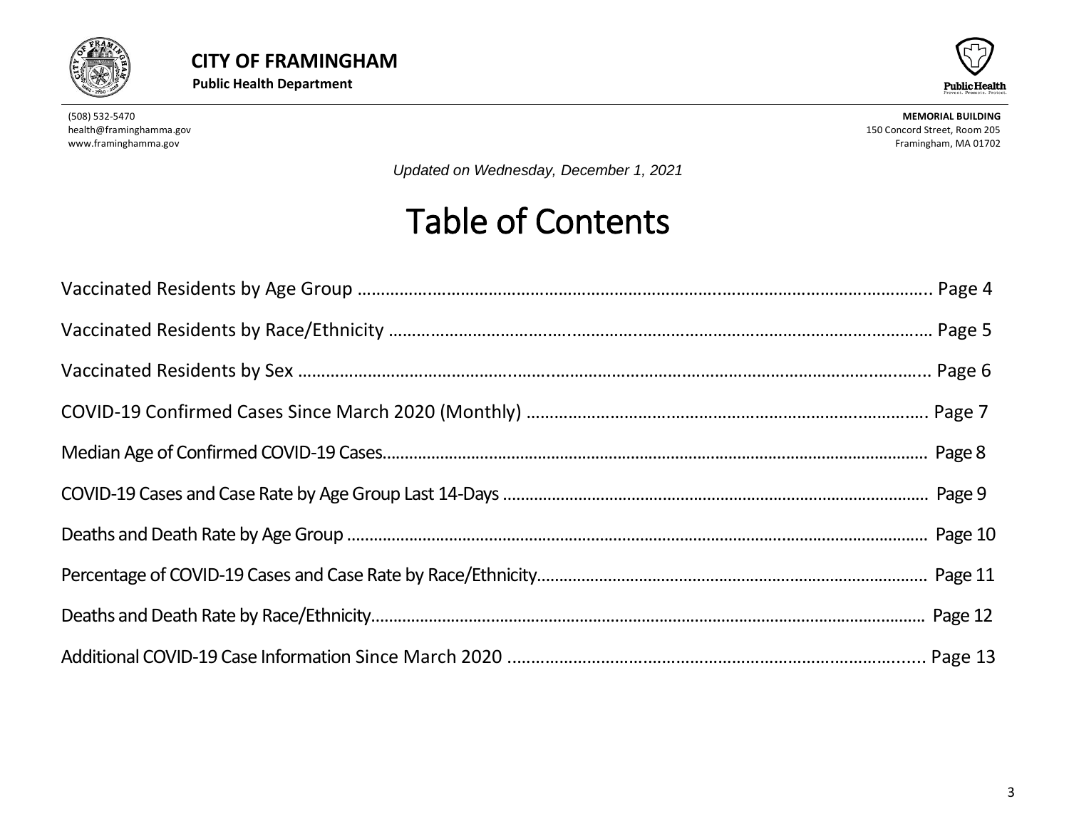**CITY OF FRAMINGHAM**

**Public Health Department**

(508) 532-5470
health@framinghamma.gov
www.framinghamma.gov

**MEMORIAL BUILDING**
150 Concord Street, Room 205
Framingham, MA 01702

*Updated on Wednesday, December 1, 2021*

# Table of Contents

Vaccinated Residents by Age Group ........................................................ Page 4

Vaccinated Residents by Race/Ethnicity ........................................................ Page 5

Vaccinated Residents by Sex ........................................................ Page 6

COVID-19 Confirmed Cases Since March 2020 (Monthly) ........................................................ Page 7

Median Age of Confirmed COVID-19 Cases........................................................ Page 8

COVID-19 Cases and Case Rate by Age Group Last 14-Days ........................................................ Page 9

Deaths and Death Rate by Age Group ........................................................ Page 10

Percentage of COVID-19 Cases and Case Rate by Race/Ethnicity........................................................ Page 11

Deaths and Death Rate by Race/Ethnicity........................................................ Page 12

Additional COVID-19 Case Information Since March 2020 ........................................................ Page 13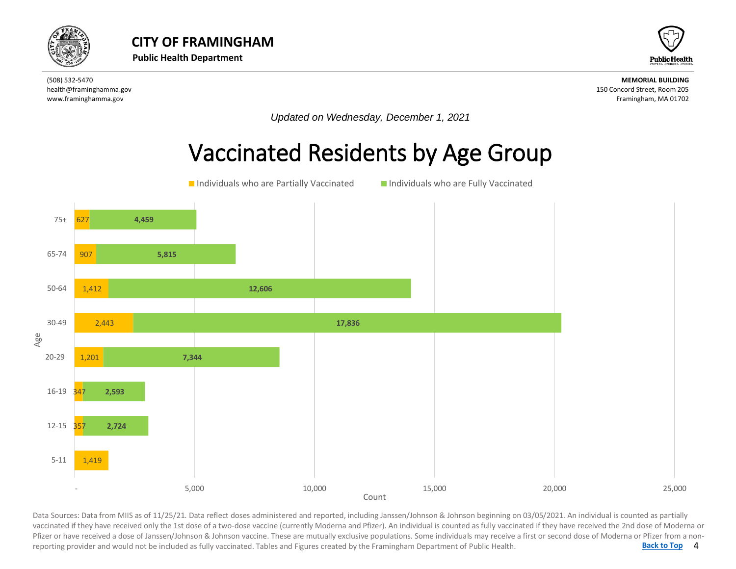# CITY OF FRAMINGHAM

**Public Health Department**

(508) 532-5470
health@framinghamma.gov
www.framinghamma.gov

**MEMORIAL BUILDING**
150 Concord Street, Room 205
Framingham, MA 01702

*Updated on Wednesday, December 1, 2021*

## Vaccinated Residents by Age Group

| Age | Individuals who are Partially Vaccinated | Individuals who are Fully Vaccinated |
|---|---|---|
| 75+ | 627 | 4,459 |
| 65-74 | 907 | 5,815 |
| 50-64 | 1,412 | 12,606 |
| 30-49 | 2,443 | 17,836 |
| 20-29 | 1,201 | 7,344 |
| 16-19 | 347 | 2,593 |
| 12-15 | 357 | 2,724 |
| 5-11 | 1,419 | |

Data Sources: Data from MIIS as of 11/25/21. Data reflect doses administered and reported, including Janssen/Johnson & Johnson beginning on 03/05/2021. An individual is counted as partially vaccinated if they have received only the 1st dose of a two-dose vaccine (currently Moderna and Pfizer). An individual is counted as fully vaccinated if they have received the 2nd dose of Moderna or Pfizer or have received a dose of Janssen/Johnson & Johnson vaccine. These are mutually exclusive populations. Some individuals may receive a first or second dose of Moderna or Pfizer from a non-reporting provider and would not be included as fully vaccinated. Tables and Figures created by the Framingham Department of Public Health.

Back to Top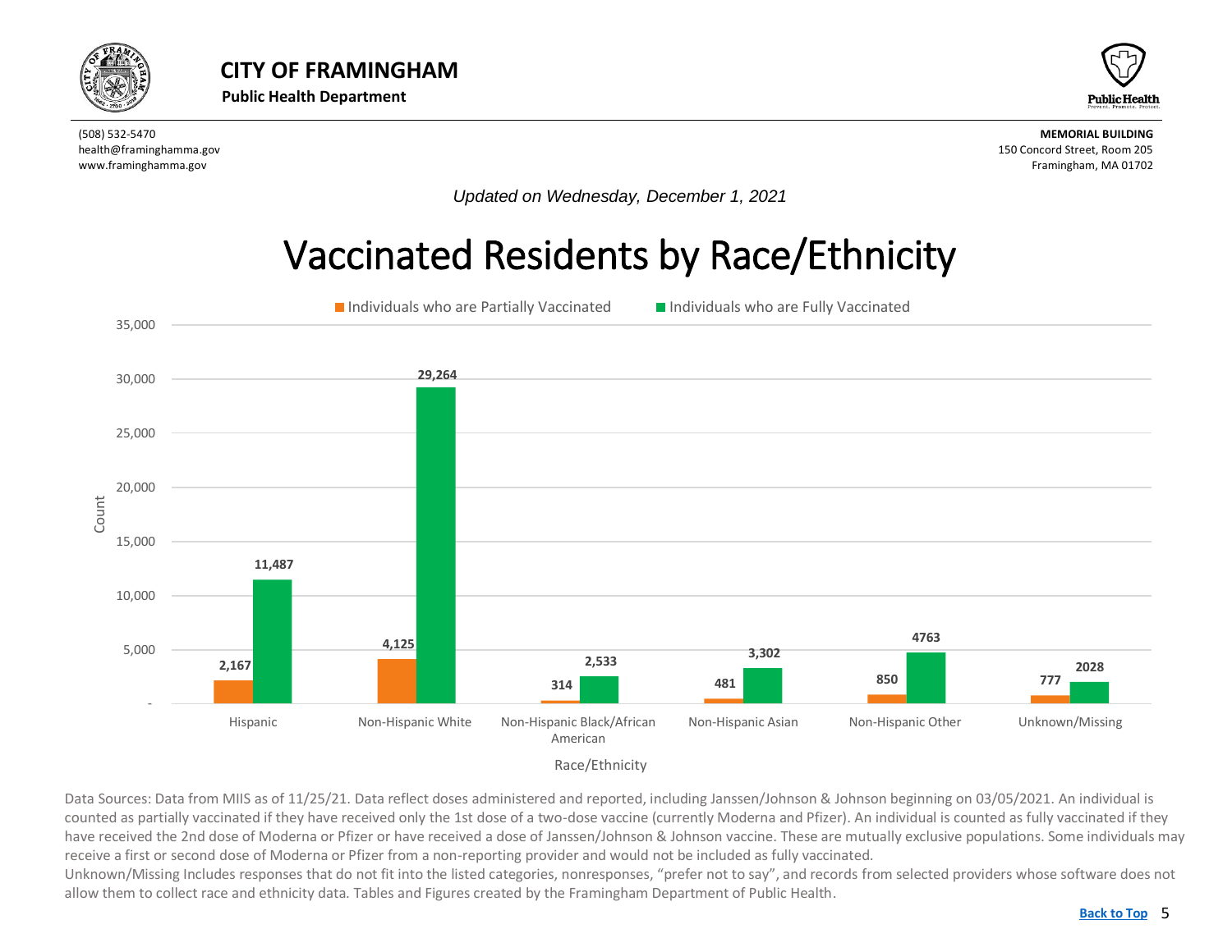# CITY OF FRAMINGHAM

**Public Health Department**

(508) 532-5470
health@framinghamma.gov
www.framinghamma.gov

**MEMORIAL BUILDING**
150 Concord Street, Room 205
Framingham, MA 01702

*Updated on Wednesday, December 1, 2021*

## Vaccinated Residents by Race/Ethnicity

| Race/Ethnicity | Individuals who are Partially Vaccinated | Individuals who are Fully Vaccinated |
|---|---|---|
| Hispanic | 2,167 | 11,487 |
| Non-Hispanic White | 4,125 | 29,264 |
| Non-Hispanic Black/African American | 314 | 2,533 |
| Non-Hispanic Asian | 481 | 3,302 |
| Non-Hispanic Other | 850 | 4763 |
| Unknown/Missing | 777 | 2028 |

Data Sources: Data from MIIS as of 11/25/21. Data reflect doses administered and reported, including Janssen/Johnson & Johnson beginning on 03/05/2021. An individual is counted as partially vaccinated if they have received only the 1st dose of a two-dose vaccine (currently Moderna and Pfizer). An individual is counted as fully vaccinated if they have received the 2nd dose of Moderna or Pfizer or have received a dose of Janssen/Johnson & Johnson vaccine. These are mutually exclusive populations. Some individuals may receive a first or second dose of Moderna or Pfizer from a non-reporting provider and would not be included as fully vaccinated.

Unknown/Missing Includes responses that do not fit into the listed categories, nonresponses, "prefer not to say", and records from selected providers whose software does not allow them to collect race and ethnicity data. Tables and Figures created by the Framingham Department of Public Health.

Back to Top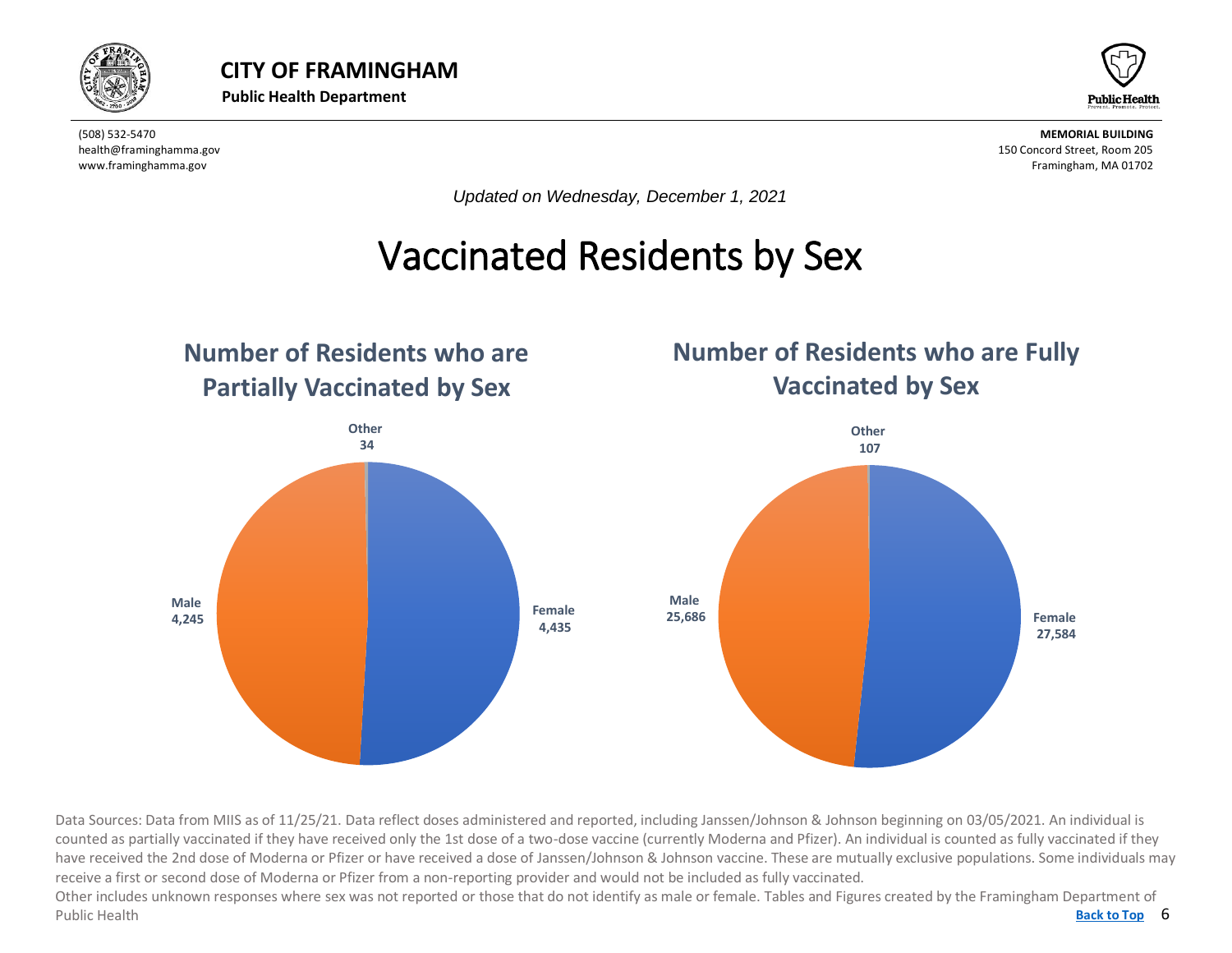**CITY OF FRAMINGHAM**

**Public Health Department**

(508) 532-5470
health@framinghamma.gov
www.framinghamma.gov

**MEMORIAL BUILDING**
150 Concord Street, Room 205
Framingham, MA 01702

*Updated on Wednesday, December 1, 2021*

# Vaccinated Residents by Sex

## Number of Residents who are Partially Vaccinated by Sex

| Sex | Number |
|---|---|
| Female | 4,435 |
| Male | 4,245 |
| Other | 34 |

## Number of Residents who are Fully Vaccinated by Sex

| Sex | Number |
|---|---|
| Female | 27,584 |
| Male | 25,686 |
| Other | 107 |

Data Sources: Data from MIIS as of 11/25/21. Data reflect doses administered and reported, including Janssen/Johnson & Johnson beginning on 03/05/2021. An individual is counted as partially vaccinated if they have received only the 1st dose of a two-dose vaccine (currently Moderna and Pfizer). An individual is counted as fully vaccinated if they have received the 2nd dose of Moderna or Pfizer or have received a dose of Janssen/Johnson & Johnson vaccine. These are mutually exclusive populations. Some individuals may receive a first or second dose of Moderna or Pfizer from a non-reporting provider and would not be included as fully vaccinated.

Other includes unknown responses where sex was not reported or those that do not identify as male or female. Tables and Figures created by the Framingham Department of Public Health

Back to Top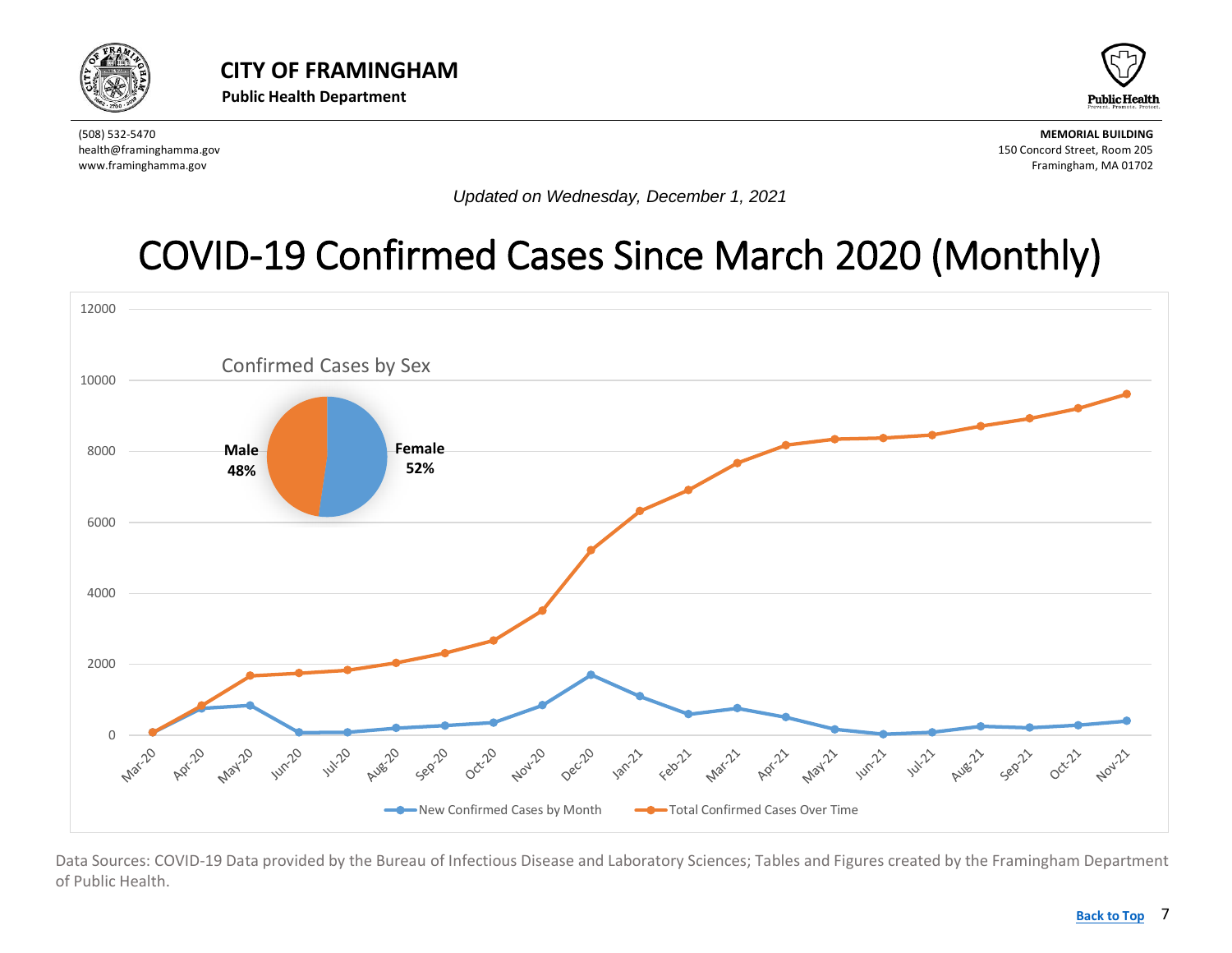# CITY OF FRAMINGHAM

**Public Health Department**

(508) 532-5470
health@framinghamma.gov
www.framinghamma.gov

**MEMORIAL BUILDING**
150 Concord Street, Room 205
Framingham, MA 01702

*Updated on Wednesday, December 1, 2021*

# COVID-19 Confirmed Cases Since March 2020 (Monthly)

Confirmed Cases by Sex

**Male 48%**

**Female 52%**

New Confirmed Cases by Month — Total Confirmed Cases Over Time

Data Sources: COVID-19 Data provided by the Bureau of Infectious Disease and Laboratory Sciences; Tables and Figures created by the Framingham Department of Public Health.

Back to Top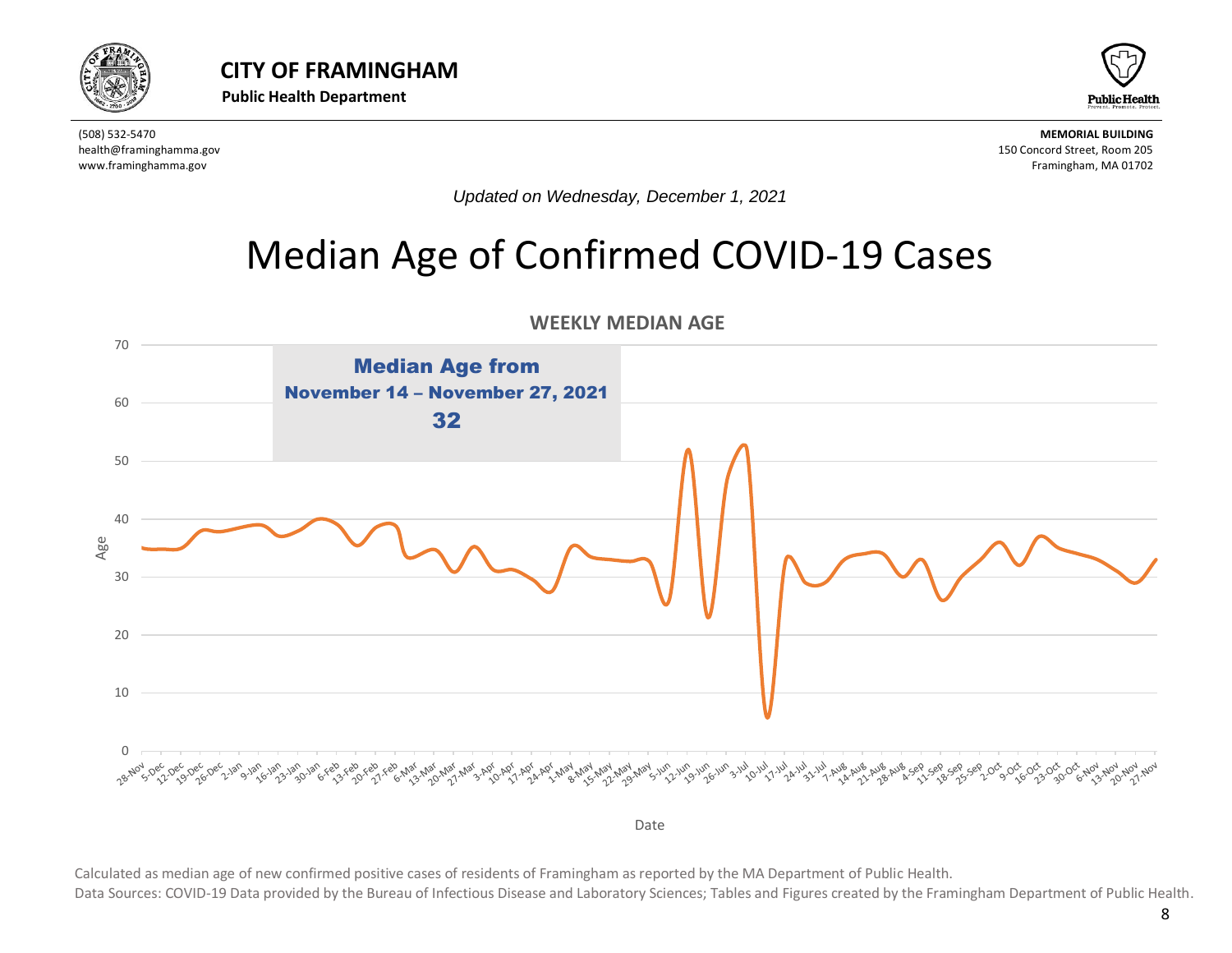# CITY OF FRAMINGHAM

**Public Health Department**

(508) 532-5470
health@framinghamma.gov
www.framinghamma.gov

**MEMORIAL BUILDING**
150 Concord Street, Room 205
Framingham, MA 01702

*Updated on Wednesday, December 1, 2021*

# Median Age of Confirmed COVID-19 Cases

**WEEKLY MEDIAN AGE**

**Median Age from November 14 – November 27, 2021**

**32**

Calculated as median age of new confirmed positive cases of residents of Framingham as reported by the MA Department of Public Health.

Data Sources: COVID-19 Data provided by the Bureau of Infectious Disease and Laboratory Sciences; Tables and Figures created by the Framingham Department of Public Health.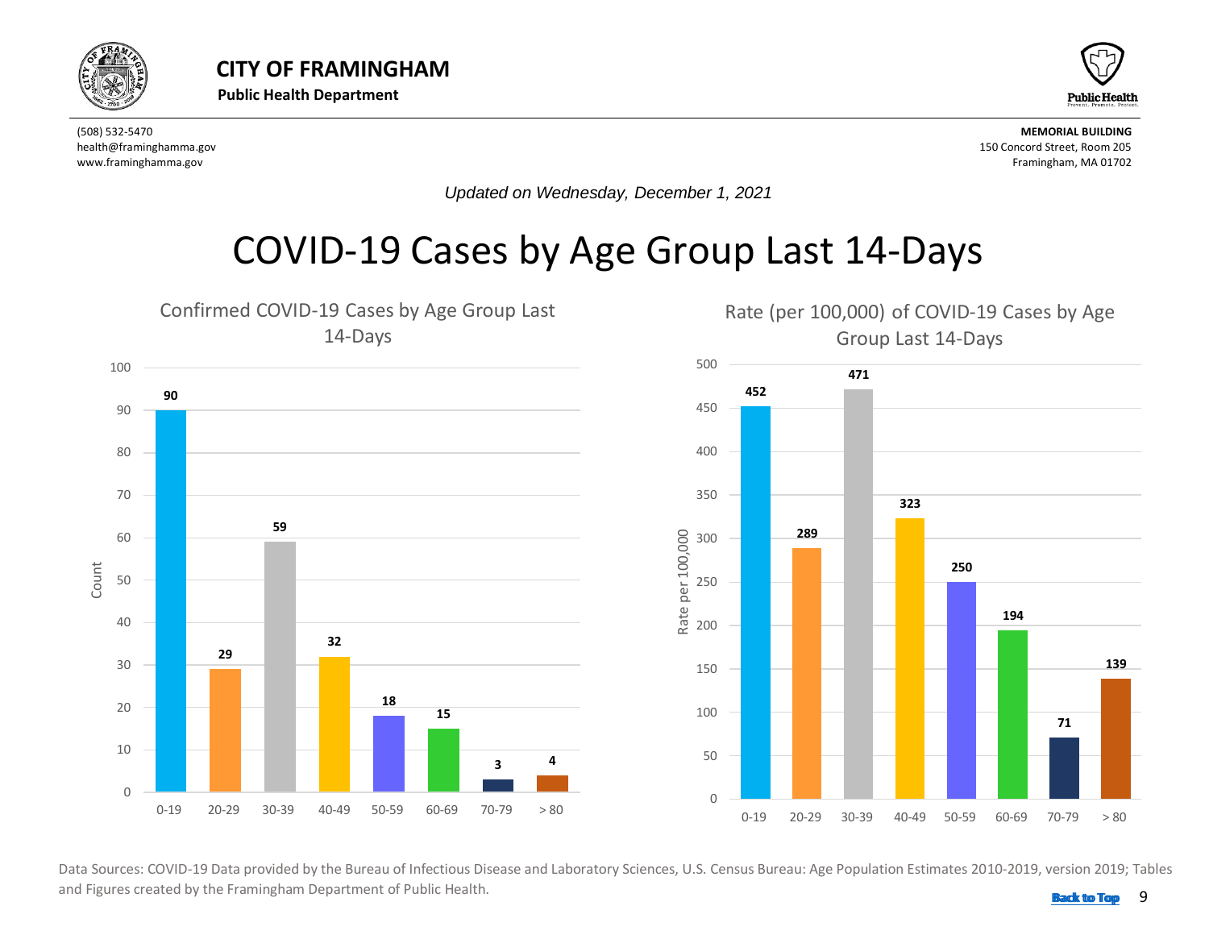# CITY OF FRAMINGHAM

**Public Health Department**

(508) 532-5470
health@framinghamma.gov
www.framinghamma.gov

**MEMORIAL BUILDING**
150 Concord Street, Room 205
Framingham, MA 01702

*Updated on Wednesday, December 1, 2021*

## COVID-19 Cases by Age Group Last 14-Days

### Confirmed COVID-19 Cases by Age Group Last 14-Days

| Age Group | Count |
|---|---|
| 0-19 | 90 |
| 20-29 | 29 |
| 30-39 | 59 |
| 40-49 | 32 |
| 50-59 | 18 |
| 60-69 | 15 |
| 70-79 | 3 |
| > 80 | 4 |

### Rate (per 100,000) of COVID-19 Cases by Age Group Last 14-Days

| Age Group | Rate per 100,000 |
|---|---|
| 0-19 | 452 |
| 20-29 | 289 |
| 30-39 | 471 |
| 40-49 | 323 |
| 50-59 | 250 |
| 60-69 | 194 |
| 70-79 | 71 |
| > 80 | 139 |

Data Sources: COVID-19 Data provided by the Bureau of Infectious Disease and Laboratory Sciences, U.S. Census Bureau: Age Population Estimates 2010-2019, version 2019; Tables and Figures created by the Framingham Department of Public Health.

Back to Top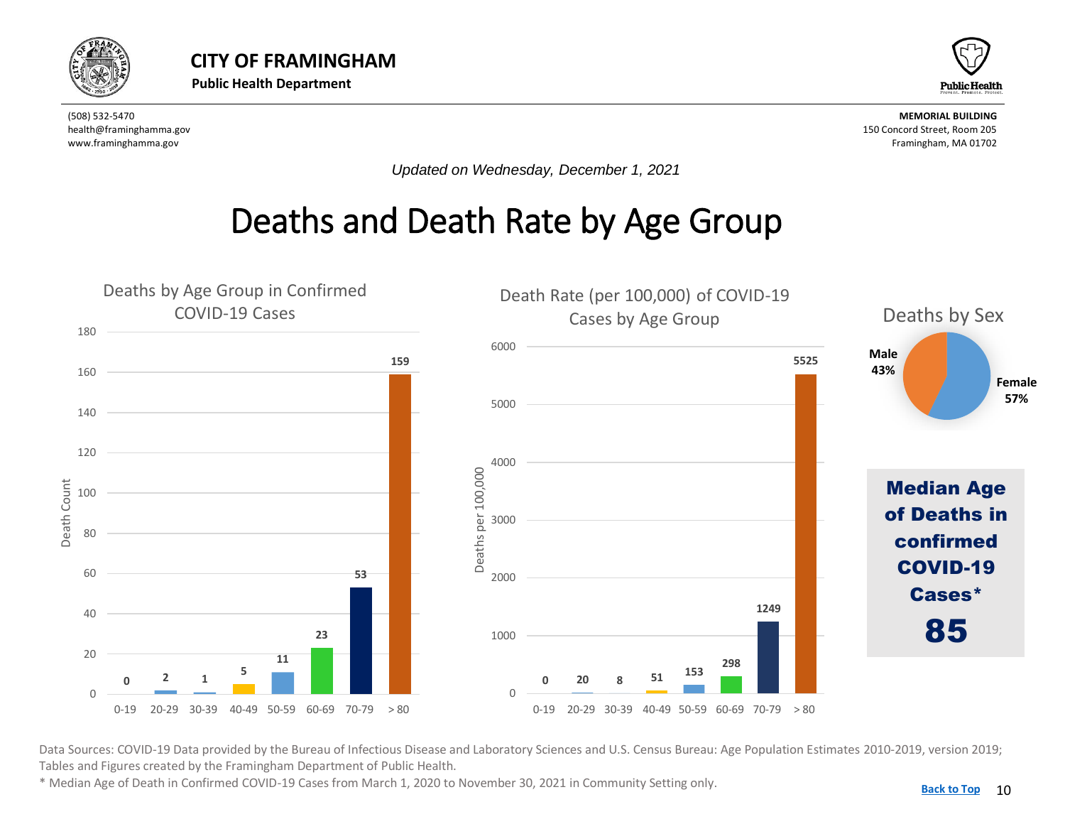# CITY OF FRAMINGHAM

**Public Health Department**

(508) 532-5470
health@framinghamma.gov
www.framinghamma.gov

**MEMORIAL BUILDING**
150 Concord Street, Room 205
Framingham, MA 01702

*Updated on Wednesday, December 1, 2021*

# Deaths and Death Rate by Age Group

### Deaths by Age Group in Confirmed COVID-19 Cases

| Age Group | Death Count |
|---|---|
| 0-19 | 0 |
| 20-29 | 2 |
| 30-39 | 1 |
| 40-49 | 5 |
| 50-59 | 11 |
| 60-69 | 23 |
| 70-79 | 53 |
| > 80 | 159 |

### Death Rate (per 100,000) of COVID-19 Cases by Age Group

| Age Group | Deaths per 100,000 |
|---|---|
| 0-19 | 0 |
| 20-29 | 20 |
| 30-39 | 8 |
| 40-49 | 51 |
| 50-59 | 153 |
| 60-69 | 298 |
| 70-79 | 1249 |
| > 80 | 5525 |

### Deaths by Sex

| Sex | Percent |
|---|---|
| Male | 43% |
| Female | 57% |

**Median Age of Deaths in confirmed COVID-19 Cases***

**85**

Data Sources: COVID-19 Data provided by the Bureau of Infectious Disease and Laboratory Sciences and U.S. Census Bureau: Age Population Estimates 2010-2019, version 2019; Tables and Figures created by the Framingham Department of Public Health.

* Median Age of Death in Confirmed COVID-19 Cases from March 1, 2020 to November 30, 2021 in Community Setting only.

Back to Top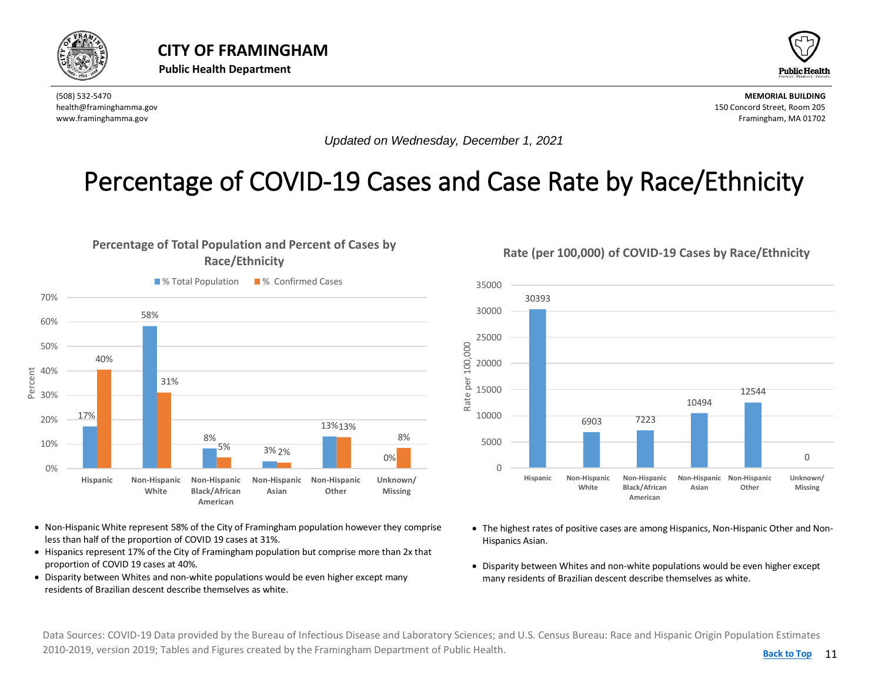# CITY OF FRAMINGHAM

**Public Health Department**

(508) 532-5470
health@framinghamma.gov
www.framinghamma.gov

**MEMORIAL BUILDING**
150 Concord Street, Room 205
Framingham, MA 01702

*Updated on Wednesday, December 1, 2021*

# Percentage of COVID-19 Cases and Case Rate by Race/Ethnicity

## Percentage of Total Population and Percent of Cases by Race/Ethnicity

| Race/Ethnicity | % Total Population | % Confirmed Cases |
|---|---|---|
| Hispanic | 17% | 40% |
| Non-Hispanic White | 58% | 31% |
| Non-Hispanic Black/African American | 8% | 5% |
| Non-Hispanic Asian | 3% | 2% |
| Non-Hispanic Other | 13% | 13% |
| Unknown/ Missing | 0% | 8% |

- Non-Hispanic White represent 58% of the City of Framingham population however they comprise less than half of the proportion of COVID 19 cases at 31%.
- Hispanics represent 17% of the City of Framingham population but comprise more than 2x that proportion of COVID 19 cases at 40%.
- Disparity between Whites and non-white populations would be even higher except many residents of Brazilian descent describe themselves as white.

## Rate (per 100,000) of COVID-19 Cases by Race/Ethnicity

| Race/Ethnicity | Rate per 100,000 |
|---|---|
| Hispanic | 30393 |
| Non-Hispanic White | 6903 |
| Non-Hispanic Black/African American | 7223 |
| Non-Hispanic Asian | 10494 |
| Non-Hispanic Other | 12544 |
| Unknown/ Missing | 0 |

- The highest rates of positive cases are among Hispanics, Non-Hispanic Other and Non-Hispanics Asian.
- Disparity between Whites and non-white populations would be even higher except many residents of Brazilian descent describe themselves as white.

Data Sources: COVID-19 Data provided by the Bureau of Infectious Disease and Laboratory Sciences; and U.S. Census Bureau: Race and Hispanic Origin Population Estimates 2010-2019, version 2019; Tables and Figures created by the Framingham Department of Public Health.

Back to Top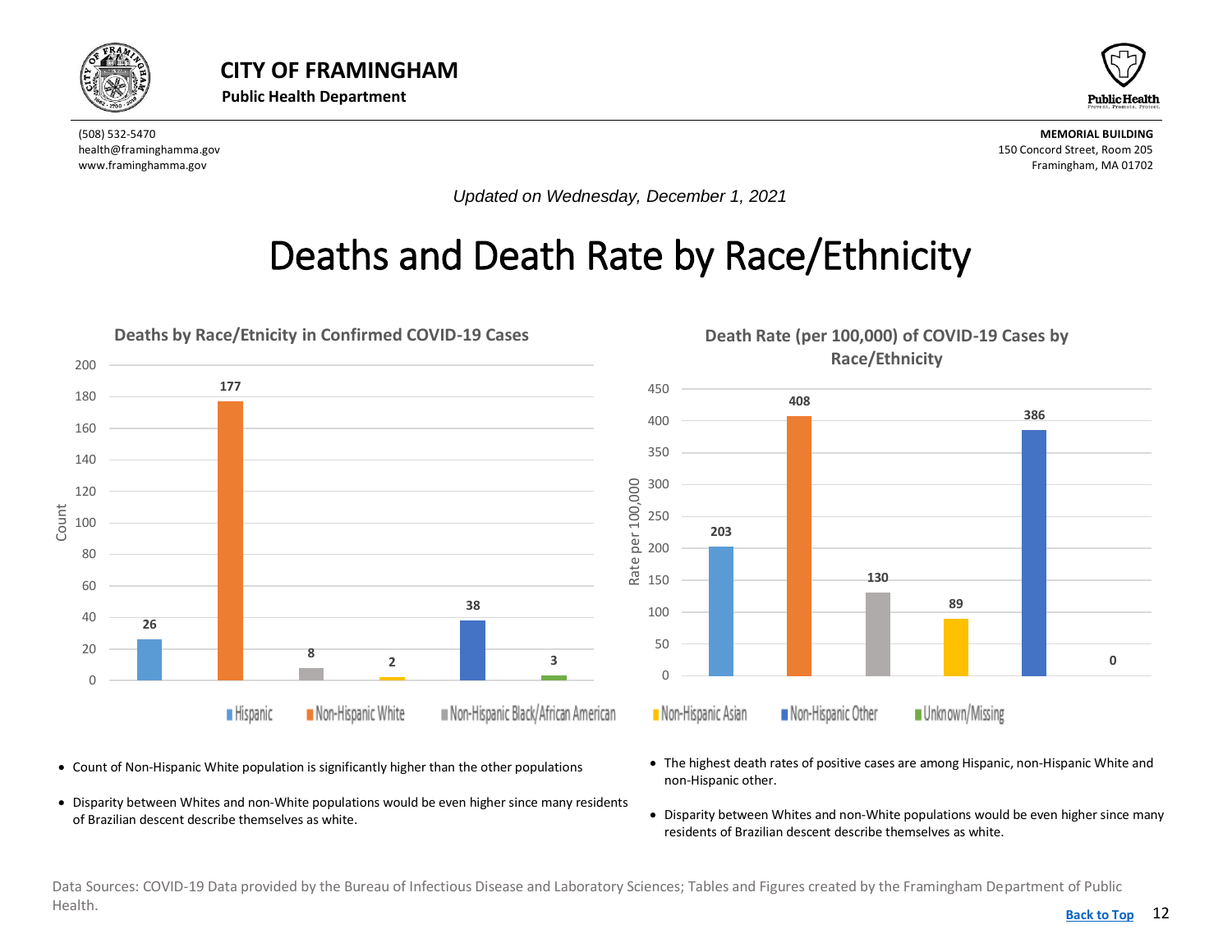**CITY OF FRAMINGHAM**
**Public Health Department**

(508) 532-5470
health@framinghamma.gov
www.framinghamma.gov

**MEMORIAL BUILDING**
150 Concord Street, Room 205
Framingham, MA 01702

*Updated on Wednesday, December 1, 2021*

# Deaths and Death Rate by Race/Ethnicity

**Deaths by Race/Etnicity in Confirmed COVID-19 Cases**

| Race/Ethnicity | Count |
|---|---|
| Hispanic | 26 |
| Non-Hispanic White | 177 |
| Non-Hispanic Black/African American | 8 |
| Non-Hispanic Asian | 2 |
| Non-Hispanic Other | 38 |
| Unknown/Missing | 3 |

**Death Rate (per 100,000) of COVID-19 Cases by Race/Ethnicity**

| Race/Ethnicity | Rate per 100,000 |
|---|---|
| Hispanic | 203 |
| Non-Hispanic White | 408 |
| Non-Hispanic Black/African American | 130 |
| Non-Hispanic Asian | 89 |
| Non-Hispanic Other | 386 |
| Unknown/Missing | 0 |

- Count of Non-Hispanic White population is significantly higher than the other populations
- Disparity between Whites and non-White populations would be even higher since many residents of Brazilian descent describe themselves as white.

- The highest death rates of positive cases are among Hispanic, non-Hispanic White and non-Hispanic other.
- Disparity between Whites and non-White populations would be even higher since many residents of Brazilian descent describe themselves as white.

Data Sources: COVID-19 Data provided by the Bureau of Infectious Disease and Laboratory Sciences; Tables and Figures created by the Framingham Department of Public Health.

Back to Top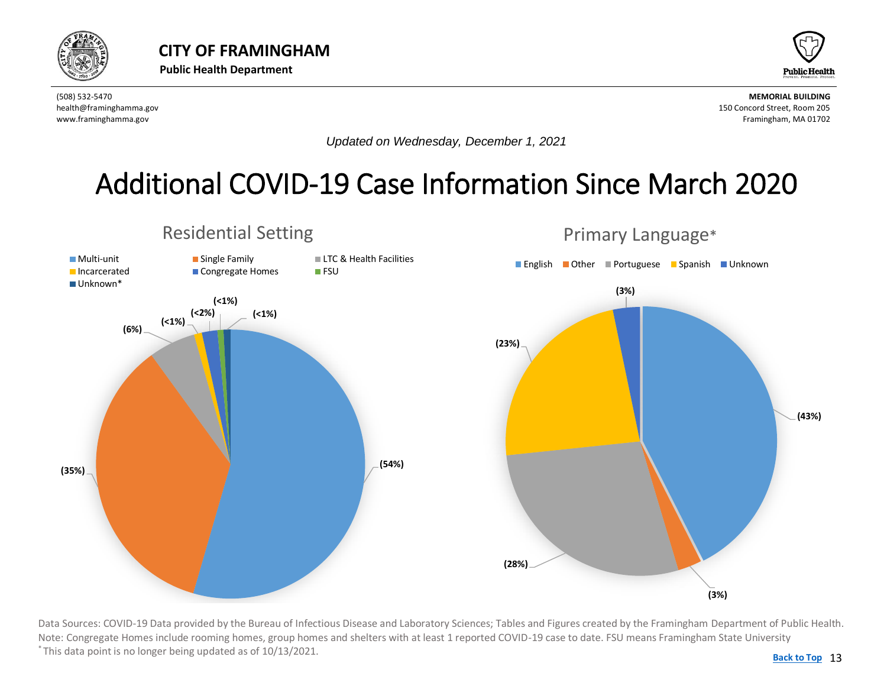CITY OF FRAMINGHAM

Public Health Department

(508) 532-5470
health@framinghamma.gov
www.framinghamma.gov

MEMORIAL BUILDING
150 Concord Street, Room 205
Framingham, MA 01702

*Updated on Wednesday, December 1, 2021*

# Additional COVID-19 Case Information Since March 2020

## Residential Setting

Multi-unit
Single Family
LTC & Health Facilities
Incarcerated
Congregate Homes
FSU
Unknown*

(54%)
(35%)
(6%)
(<1%)
(<2%)
(<1%)
(<1%)

## Primary Language*

English
Other
Portuguese
Spanish
Unknown

(43%)
(3%)
(28%)
(23%)
(3%)

Data Sources: COVID-19 Data provided by the Bureau of Infectious Disease and Laboratory Sciences; Tables and Figures created by the Framingham Department of Public Health.
Note: Congregate Homes include rooming homes, group homes and shelters with at least 1 reported COVID-19 case to date. FSU means Framingham State University
* This data point is no longer being updated as of 10/13/2021.

Back to Top